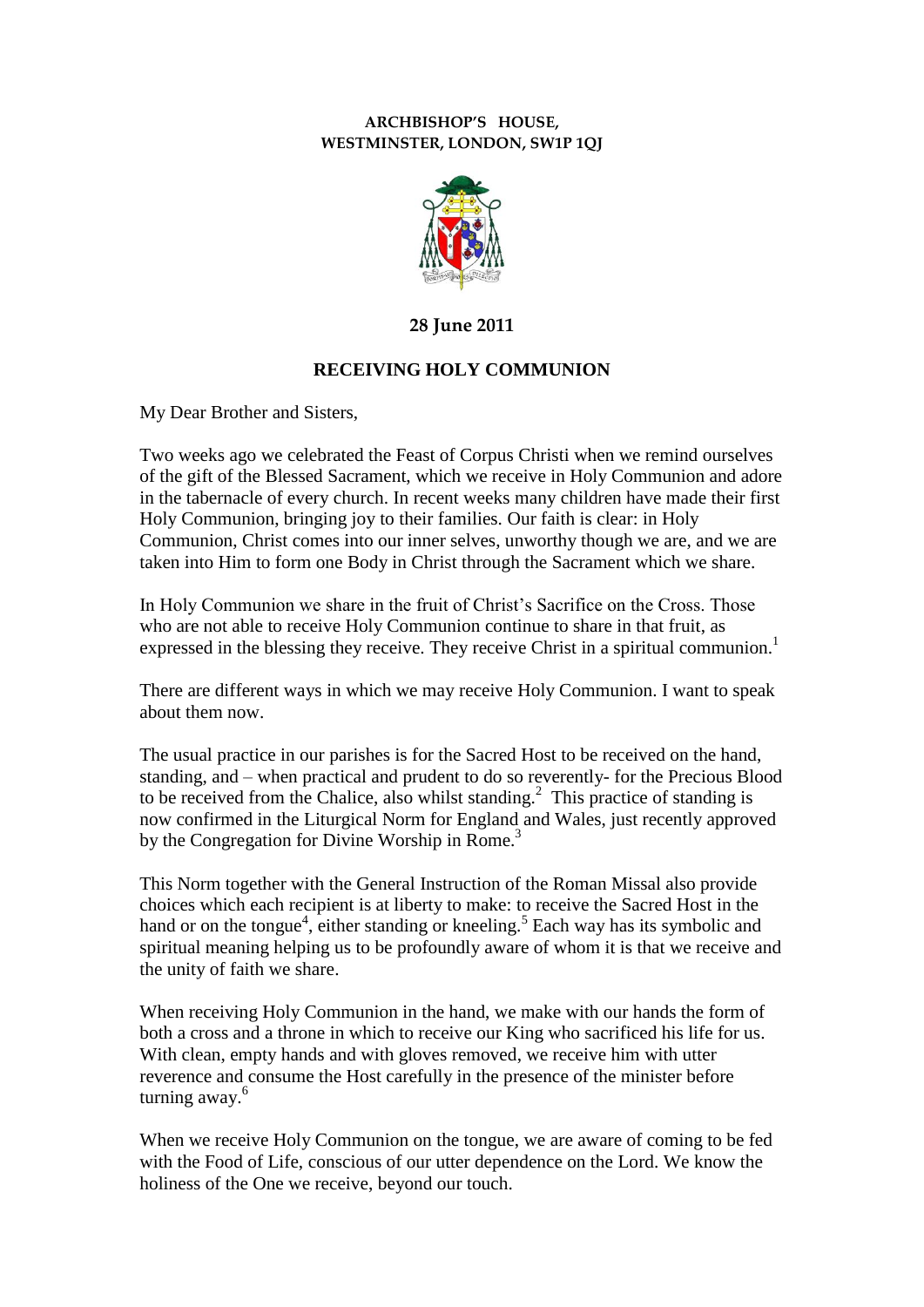**ARCHBISHOP'S HOUSE,**
**WESTMINSTER, LONDON, SW1P 1QJ**

**28 June 2011**

## RECEIVING HOLY COMMUNION

My Dear Brother and Sisters,

Two weeks ago we celebrated the Feast of Corpus Christi when we remind ourselves of the gift of the Blessed Sacrament, which we receive in Holy Communion and adore in the tabernacle of every church. In recent weeks many children have made their first Holy Communion, bringing joy to their families. Our faith is clear: in Holy Communion, Christ comes into our inner selves, unworthy though we are, and we are taken into Him to form one Body in Christ through the Sacrament which we share.

In Holy Communion we share in the fruit of Christ's Sacrifice on the Cross. Those who are not able to receive Holy Communion continue to share in that fruit, as expressed in the blessing they receive. They receive Christ in a spiritual communion.[1]

There are different ways in which we may receive Holy Communion. I want to speak about them now.

The usual practice in our parishes is for the Sacred Host to be received on the hand, standing, and – when practical and prudent to do so reverently- for the Precious Blood to be received from the Chalice, also whilst standing.[2] This practice of standing is now confirmed in the Liturgical Norm for England and Wales, just recently approved by the Congregation for Divine Worship in Rome.[3]

This Norm together with the General Instruction of the Roman Missal also provide choices which each recipient is at liberty to make: to receive the Sacred Host in the hand or on the tongue[4], either standing or kneeling.[5] Each way has its symbolic and spiritual meaning helping us to be profoundly aware of whom it is that we receive and the unity of faith we share.

When receiving Holy Communion in the hand, we make with our hands the form of both a cross and a throne in which to receive our King who sacrificed his life for us. With clean, empty hands and with gloves removed, we receive him with utter reverence and consume the Host carefully in the presence of the minister before turning away.[6]

When we receive Holy Communion on the tongue, we are aware of coming to be fed with the Food of Life, conscious of our utter dependence on the Lord. We know the holiness of the One we receive, beyond our touch.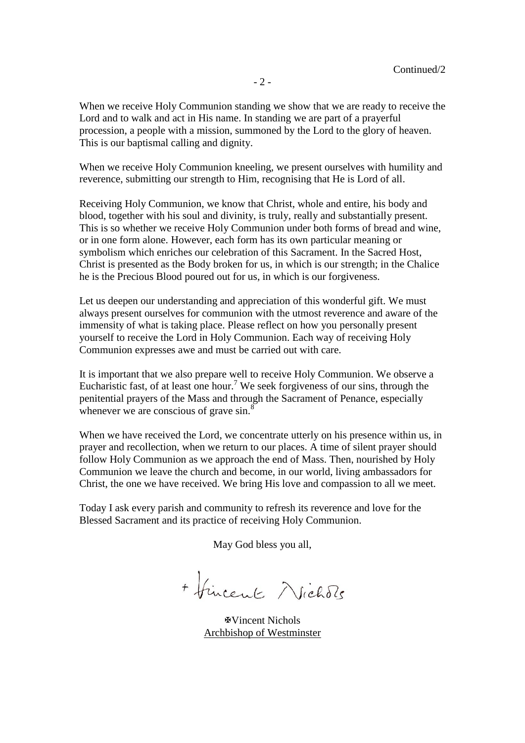When we receive Holy Communion standing we show that we are ready to receive the Lord and to walk and act in His name. In standing we are part of a prayerful procession, a people with a mission, summoned by the Lord to the glory of heaven. This is our baptismal calling and dignity.

When we receive Holy Communion kneeling, we present ourselves with humility and reverence, submitting our strength to Him, recognising that He is Lord of all.

Receiving Holy Communion, we know that Christ, whole and entire, his body and blood, together with his soul and divinity, is truly, really and substantially present. This is so whether we receive Holy Communion under both forms of bread and wine, or in one form alone. However, each form has its own particular meaning or symbolism which enriches our celebration of this Sacrament. In the Sacred Host, Christ is presented as the Body broken for us, in which is our strength; in the Chalice he is the Precious Blood poured out for us, in which is our forgiveness.

Let us deepen our understanding and appreciation of this wonderful gift. We must always present ourselves for communion with the utmost reverence and aware of the immensity of what is taking place. Please reflect on how you personally present yourself to receive the Lord in Holy Communion. Each way of receiving Holy Communion expresses awe and must be carried out with care.

It is important that we also prepare well to receive Holy Communion. We observe a Eucharistic fast, of at least one hour.[7] We seek forgiveness of our sins, through the penitential prayers of the Mass and through the Sacrament of Penance, especially whenever we are conscious of grave sin.[8]

When we have received the Lord, we concentrate utterly on his presence within us, in prayer and recollection, when we return to our places. A time of silent prayer should follow Holy Communion as we approach the end of Mass. Then, nourished by Holy Communion we leave the church and become, in our world, living ambassadors for Christ, the one we have received. We bring His love and compassion to all we meet.

Today I ask every parish and community to refresh its reverence and love for the Blessed Sacrament and its practice of receiving Holy Communion.

May God bless you all,

+ Vincent Nichols

✠Vincent Nichols
Archbishop of Westminster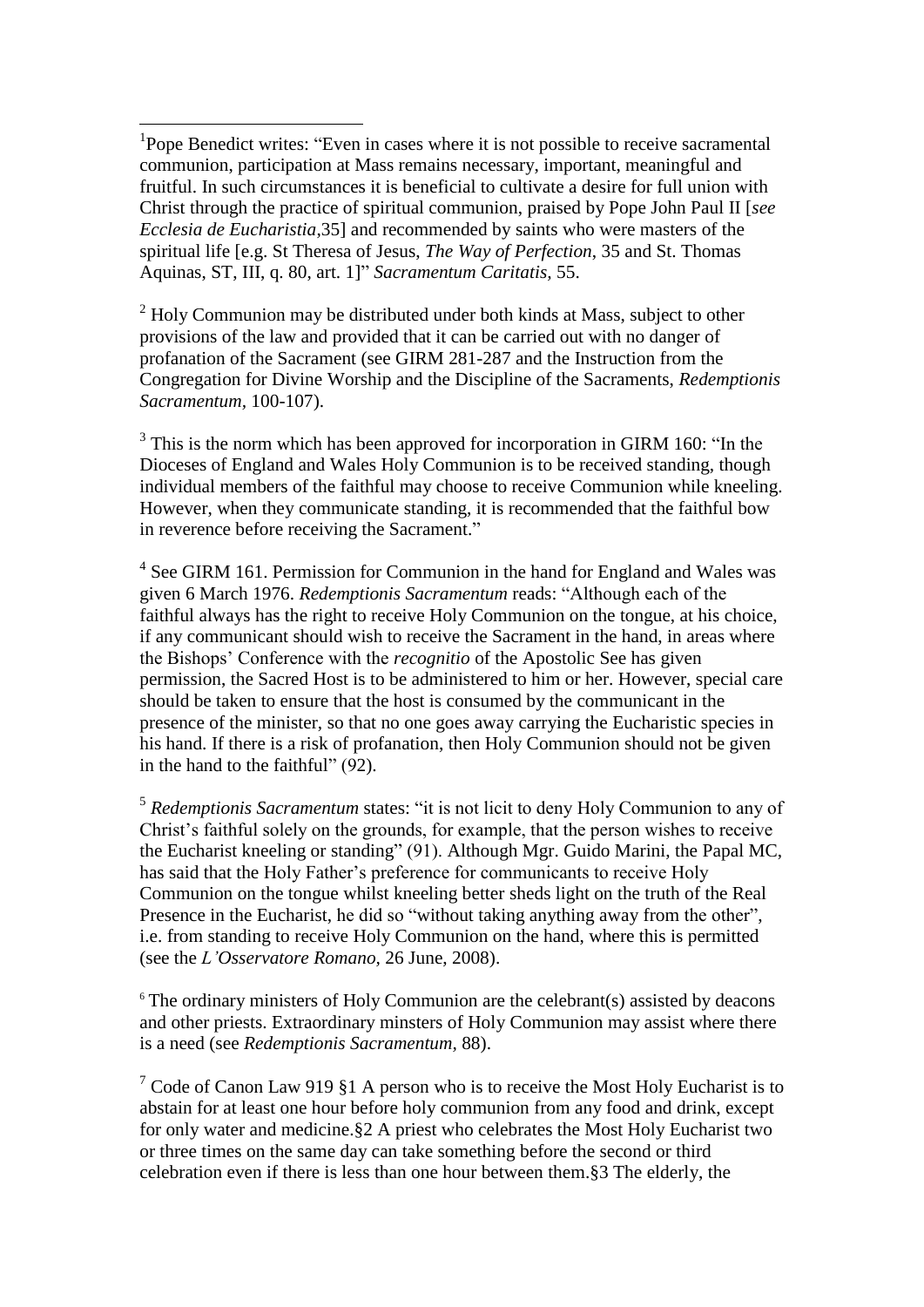[1]Pope Benedict writes: "Even in cases where it is not possible to receive sacramental communion, participation at Mass remains necessary, important, meaningful and fruitful. In such circumstances it is beneficial to cultivate a desire for full union with Christ through the practice of spiritual communion, praised by Pope John Paul II [*see Ecclesia de Eucharistia*,35] and recommended by saints who were masters of the spiritual life [e.g. St Theresa of Jesus, *The Way of Perfection*, 35 and St. Thomas Aquinas, ST, III, q. 80, art. 1]" *Sacramentum Caritatis*, 55.

[2] Holy Communion may be distributed under both kinds at Mass, subject to other provisions of the law and provided that it can be carried out with no danger of profanation of the Sacrament (see GIRM 281-287 and the Instruction from the Congregation for Divine Worship and the Discipline of the Sacraments, *Redemptionis Sacramentum*, 100-107).

[3] This is the norm which has been approved for incorporation in GIRM 160: "In the Dioceses of England and Wales Holy Communion is to be received standing, though individual members of the faithful may choose to receive Communion while kneeling. However, when they communicate standing, it is recommended that the faithful bow in reverence before receiving the Sacrament."

[4] See GIRM 161. Permission for Communion in the hand for England and Wales was given 6 March 1976. *Redemptionis Sacramentum* reads: "Although each of the faithful always has the right to receive Holy Communion on the tongue, at his choice, if any communicant should wish to receive the Sacrament in the hand, in areas where the Bishops' Conference with the *recognitio* of the Apostolic See has given permission, the Sacred Host is to be administered to him or her. However, special care should be taken to ensure that the host is consumed by the communicant in the presence of the minister, so that no one goes away carrying the Eucharistic species in his hand. If there is a risk of profanation, then Holy Communion should not be given in the hand to the faithful" (92).

[5] *Redemptionis Sacramentum* states: "it is not licit to deny Holy Communion to any of Christ's faithful solely on the grounds, for example, that the person wishes to receive the Eucharist kneeling or standing" (91). Although Mgr. Guido Marini, the Papal MC, has said that the Holy Father's preference for communicants to receive Holy Communion on the tongue whilst kneeling better sheds light on the truth of the Real Presence in the Eucharist, he did so "without taking anything away from the other", i.e. from standing to receive Holy Communion on the hand, where this is permitted (see the *L'Osservatore Romano*, 26 June, 2008).

[6] The ordinary ministers of Holy Communion are the celebrant(s) assisted by deacons and other priests. Extraordinary minsters of Holy Communion may assist where there is a need (see *Redemptionis Sacramentum*, 88).

[7] Code of Canon Law 919 §1 A person who is to receive the Most Holy Eucharist is to abstain for at least one hour before holy communion from any food and drink, except for only water and medicine.§2 A priest who celebrates the Most Holy Eucharist two or three times on the same day can take something before the second or third celebration even if there is less than one hour between them.§3 The elderly, the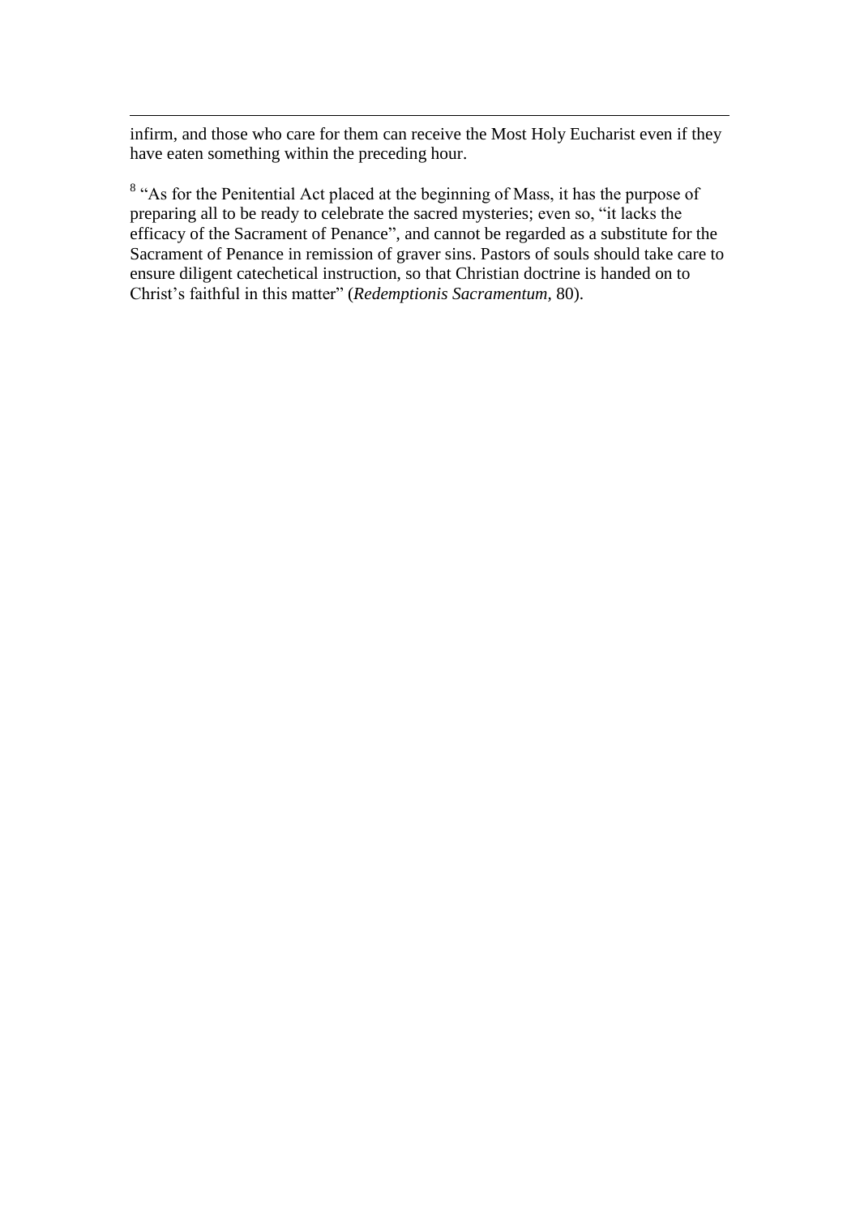infirm, and those who care for them can receive the Most Holy Eucharist even if they have eaten something within the preceding hour.

[8] "As for the Penitential Act placed at the beginning of Mass, it has the purpose of preparing all to be ready to celebrate the sacred mysteries; even so, "it lacks the efficacy of the Sacrament of Penance", and cannot be regarded as a substitute for the Sacrament of Penance in remission of graver sins. Pastors of souls should take care to ensure diligent catechetical instruction, so that Christian doctrine is handed on to Christ's faithful in this matter" (*Redemptionis Sacramentum*, 80).